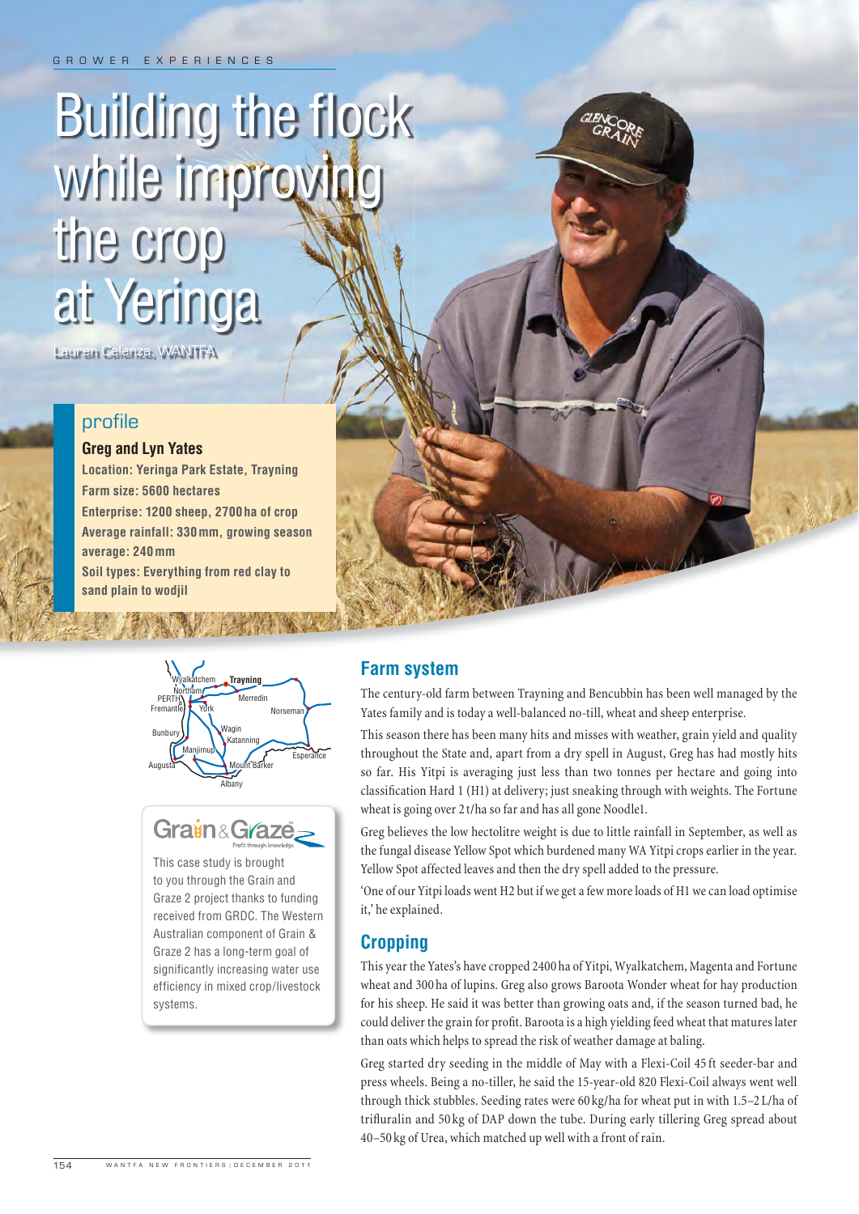GROWER EXPERIENCES

# Building the flock while improving the crop at Yeringa

Lauren Celenza, WANTFA

## profile

**Greg and Lyn Yates**

**Location: Yeringa Park Estate, Trayning**
**Farm size: 5600 hectares**
**Enterprise: 1200 sheep, 2700 ha of crop**
**Average rainfall: 330 mm, growing season average: 240 mm**
**Soil types: Everything from red clay to sand plain to wodjil**

This case study is brought to you through the Grain and Graze 2 project thanks to funding received from GRDC. The Western Australian component of Grain & Graze 2 has a long-term goal of significantly increasing water use efficiency in mixed crop/livestock systems.

## Farm system

The century-old farm between Trayning and Bencubbin has been well managed by the Yates family and is today a well-balanced no-till, wheat and sheep enterprise.

This season there has been many hits and misses with weather, grain yield and quality throughout the State and, apart from a dry spell in August, Greg has had mostly hits so far. His Yitpi is averaging just less than two tonnes per hectare and going into classification Hard 1 (H1) at delivery; just sneaking through with weights. The Fortune wheat is going over 2 t/ha so far and has all gone Noodle1.

Greg believes the low hectolitre weight is due to little rainfall in September, as well as the fungal disease Yellow Spot which burdened many WA Yitpi crops earlier in the year. Yellow Spot affected leaves and then the dry spell added to the pressure.

'One of our Yitpi loads went H2 but if we get a few more loads of H1 we can load optimise it,' he explained.

## Cropping

This year the Yates's have cropped 2400 ha of Yitpi, Wyalkatchem, Magenta and Fortune wheat and 300 ha of lupins. Greg also grows Baroota Wonder wheat for hay production for his sheep. He said it was better than growing oats and, if the season turned bad, he could deliver the grain for profit. Baroota is a high yielding feed wheat that matures later than oats which helps to spread the risk of weather damage at baling.

Greg started dry seeding in the middle of May with a Flexi-Coil 45 ft seeder-bar and press wheels. Being a no-tiller, he said the 15-year-old 820 Flexi-Coil always went well through thick stubbles. Seeding rates were 60 kg/ha for wheat put in with 1.5–2 L/ha of trifluralin and 50 kg of DAP down the tube. During early tillering Greg spread about 40–50 kg of Urea, which matched up well with a front of rain.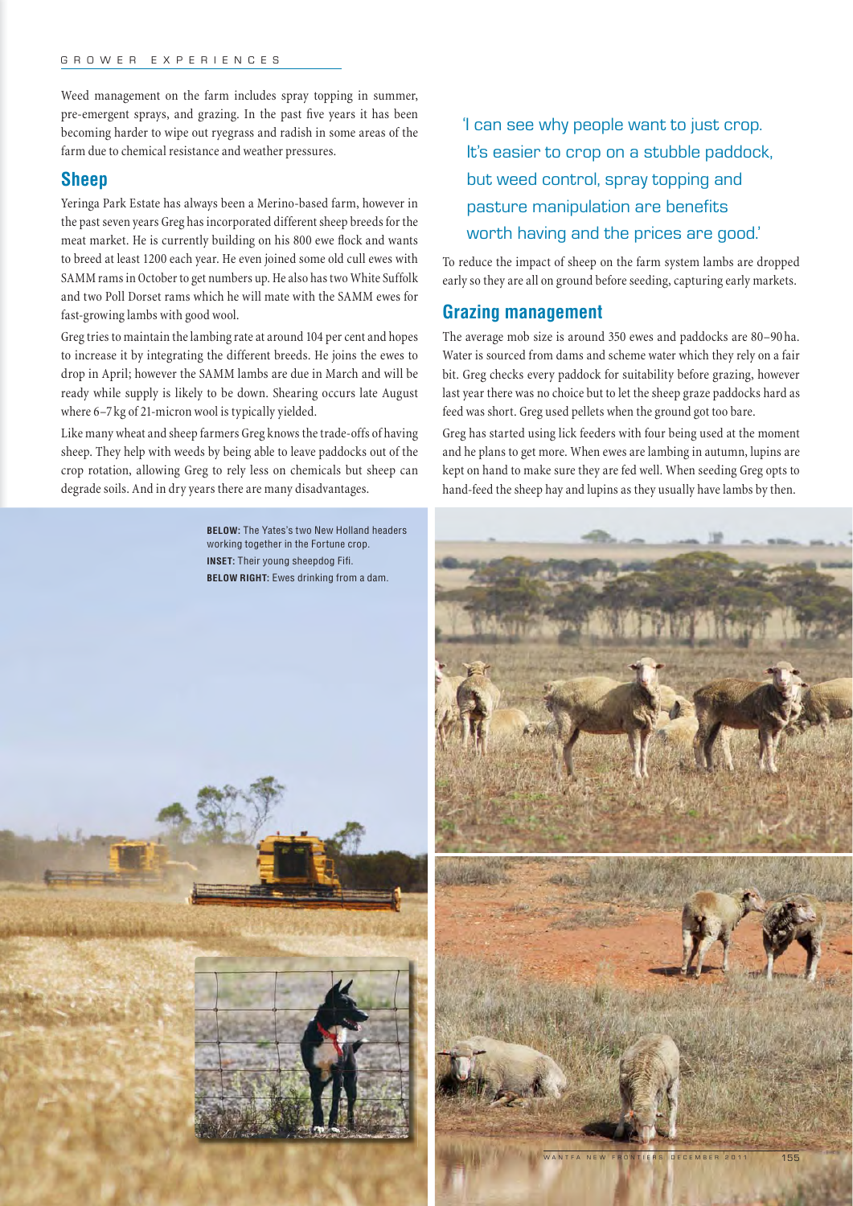Weed management on the farm includes spray topping in summer, pre-emergent sprays, and grazing. In the past five years it has been becoming harder to wipe out ryegrass and radish in some areas of the farm due to chemical resistance and weather pressures.

## Sheep

Yeringa Park Estate has always been a Merino-based farm, however in the past seven years Greg has incorporated different sheep breeds for the meat market. He is currently building on his 800 ewe flock and wants to breed at least 1200 each year. He even joined some old cull ewes with SAMM rams in October to get numbers up. He also has two White Suffolk and two Poll Dorset rams which he will mate with the SAMM ewes for fast-growing lambs with good wool.

Greg tries to maintain the lambing rate at around 104 per cent and hopes to increase it by integrating the different breeds. He joins the ewes to drop in April; however the SAMM lambs are due in March and will be ready while supply is likely to be down. Shearing occurs late August where 6–7 kg of 21-micron wool is typically yielded.

Like many wheat and sheep farmers Greg knows the trade-offs of having sheep. They help with weeds by being able to leave paddocks out of the crop rotation, allowing Greg to rely less on chemicals but sheep can degrade soils. And in dry years there are many disadvantages.

> 'I can see why people want to just crop. It's easier to crop on a stubble paddock, but weed control, spray topping and pasture manipulation are benefits worth having and the prices are good.'

To reduce the impact of sheep on the farm system lambs are dropped early so they are all on ground before seeding, capturing early markets.

## Grazing management

The average mob size is around 350 ewes and paddocks are 80–90 ha. Water is sourced from dams and scheme water which they rely on a fair bit. Greg checks every paddock for suitability before grazing, however last year there was no choice but to let the sheep graze paddocks hard as feed was short. Greg used pellets when the ground got too bare.

Greg has started using lick feeders with four being used at the moment and he plans to get more. When ewes are lambing in autumn, lupins are kept on hand to make sure they are fed well. When seeding Greg opts to hand-feed the sheep hay and lupins as they usually have lambs by then.

**BELOW:** The Yates's two New Holland headers working together in the Fortune crop.
**INSET:** Their young sheepdog Fifi.
**BELOW RIGHT:** Ewes drinking from a dam.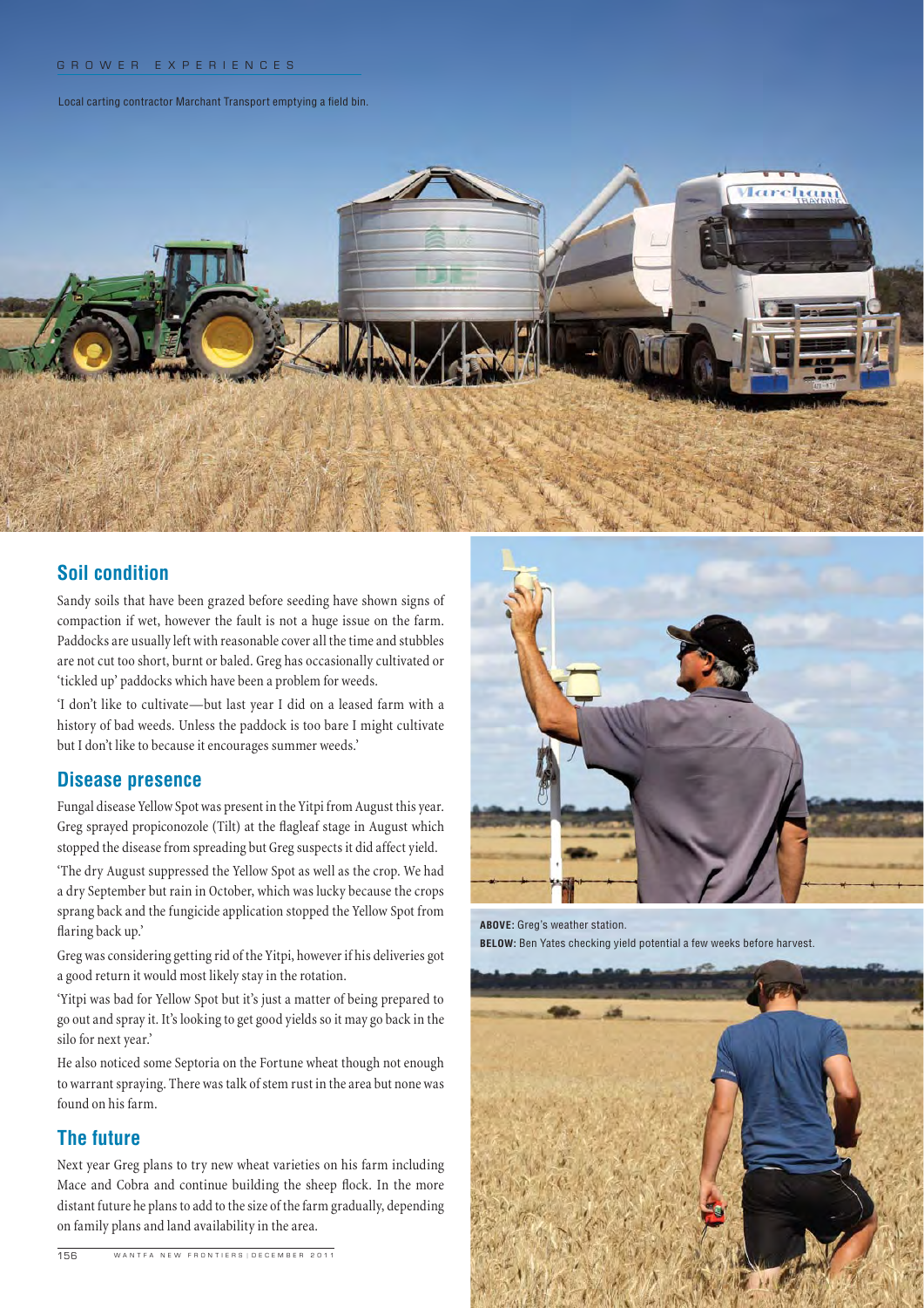Local carting contractor Marchant Transport emptying a field bin.

## Soil condition

Sandy soils that have been grazed before seeding have shown signs of compaction if wet, however the fault is not a huge issue on the farm. Paddocks are usually left with reasonable cover all the time and stubbles are not cut too short, burnt or baled. Greg has occasionally cultivated or 'tickled up' paddocks which have been a problem for weeds.

'I don't like to cultivate—but last year I did on a leased farm with a history of bad weeds. Unless the paddock is too bare I might cultivate but I don't like to because it encourages summer weeds.'

## Disease presence

Fungal disease Yellow Spot was present in the Yitpi from August this year. Greg sprayed propiconozole (Tilt) at the flagleaf stage in August which stopped the disease from spreading but Greg suspects it did affect yield.

'The dry August suppressed the Yellow Spot as well as the crop. We had a dry September but rain in October, which was lucky because the crops sprang back and the fungicide application stopped the Yellow Spot from flaring back up.'

Greg was considering getting rid of the Yitpi, however if his deliveries got a good return it would most likely stay in the rotation.

'Yitpi was bad for Yellow Spot but it's just a matter of being prepared to go out and spray it. It's looking to get good yields so it may go back in the silo for next year.'

He also noticed some Septoria on the Fortune wheat though not enough to warrant spraying. There was talk of stem rust in the area but none was found on his farm.

## The future

Next year Greg plans to try new wheat varieties on his farm including Mace and Cobra and continue building the sheep flock. In the more distant future he plans to add to the size of the farm gradually, depending on family plans and land availability in the area.

**ABOVE:** Greg's weather station.

**BELOW:** Ben Yates checking yield potential a few weeks before harvest.